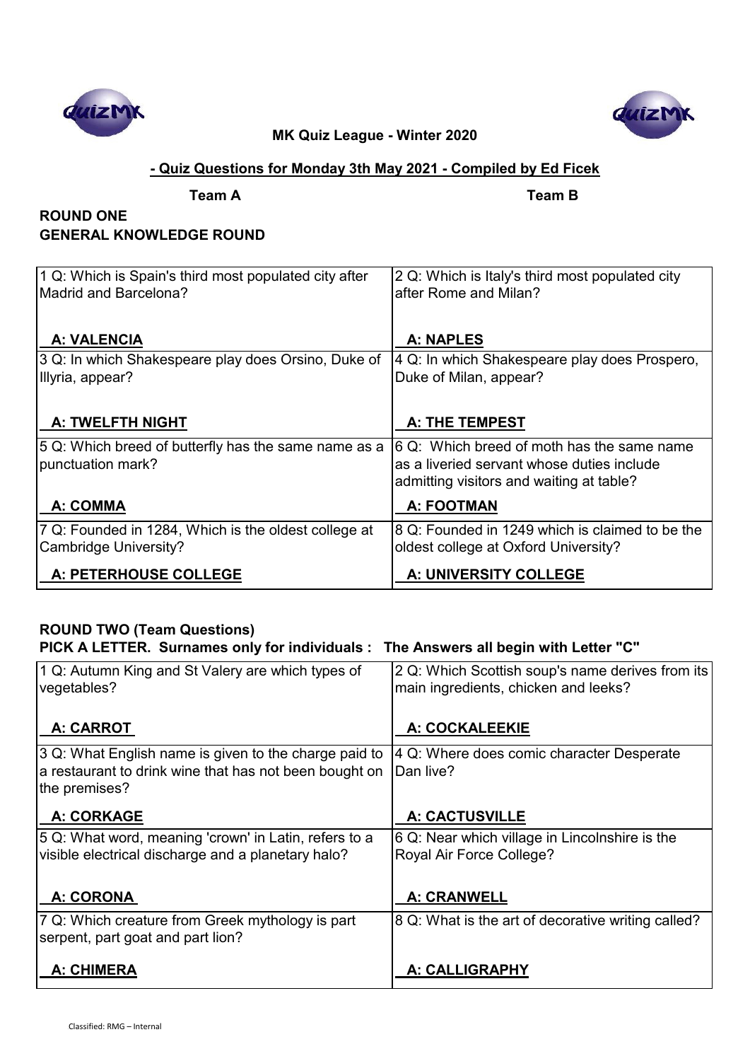**MK Quiz League - Winter 2020**

**- Quiz Questions for Monday 3th May 2021 - Compiled by Ed Ficek**

**Team A** | **Team B**

## ROUND ONE
## GENERAL KNOWLEDGE ROUND

| Team A | Team B |
|---|---|
| 1 Q: Which is Spain's third most populated city after Madrid and Barcelona?<br><br>**A: VALENCIA** | 2 Q: Which is Italy's third most populated city after Rome and Milan?<br><br>**A: NAPLES** |
| 3 Q: In which Shakespeare play does Orsino, Duke of Illyria, appear?<br><br>**A: TWELFTH NIGHT** | 4 Q: In which Shakespeare play does Prospero, Duke of Milan, appear?<br><br>**A: THE TEMPEST** |
| 5 Q: Which breed of butterfly has the same name as a punctuation mark?<br><br>**A: COMMA** | 6 Q: Which breed of moth has the same name as a liveried servant whose duties include admitting visitors and waiting at table?<br><br>**A: FOOTMAN** |
| 7 Q: Founded in 1284, Which is the oldest college at Cambridge University?<br><br>**A: PETERHOUSE COLLEGE** | 8 Q: Founded in 1249 which is claimed to be the oldest college at Oxford University?<br><br>**A: UNIVERSITY COLLEGE** |

## ROUND TWO (Team Questions)
**PICK A LETTER. Surnames only for individuals : The Answers all begin with Letter "C"**

| Team A | Team B |
|---|---|
| 1 Q: Autumn King and St Valery are which types of vegetables?<br><br>**A: CARROT** | 2 Q: Which Scottish soup's name derives from its main ingredients, chicken and leeks?<br><br>**A: COCKALEEKIE** |
| 3 Q: What English name is given to the charge paid to a restaurant to drink wine that has not been bought on the premises?<br><br>**A: CORKAGE** | 4 Q: Where does comic character Desperate Dan live?<br><br>**A: CACTUSVILLE** |
| 5 Q: What word, meaning 'crown' in Latin, refers to a visible electrical discharge and a planetary halo?<br><br>**A: CORONA** | 6 Q: Near which village in Lincolnshire is the Royal Air Force College?<br><br>**A: CRANWELL** |
| 7 Q: Which creature from Greek mythology is part serpent, part goat and part lion?<br><br>**A: CHIMERA** | 8 Q: What is the art of decorative writing called?<br><br>**A: CALLIGRAPHY** |

Classified: RMG – Internal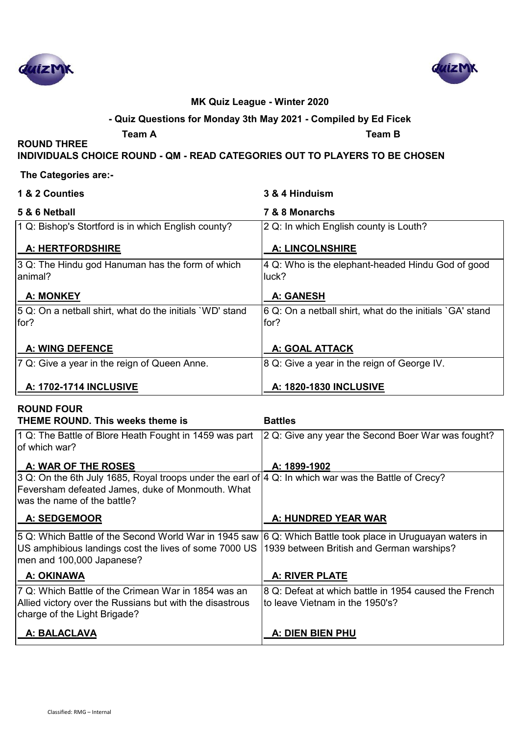**MK Quiz League - Winter 2020**

**- Quiz Questions for Monday 3th May 2021 - Compiled by Ed Ficek**

**Team A** **Team B**

## ROUND THREE

**INDIVIDUALS CHOICE ROUND - QM - READ CATEGORIES OUT TO PLAYERS TO BE CHOSEN**

**The Categories are:-**

**1 & 2 Counties** **3 & 4 Hinduism**

**5 & 6 Netball** **7 & 8 Monarchs**

| Team A | Team B |
|---|---|
| 1 Q: Bishop's Stortford is in which English county?<br><br>**A: HERTFORDSHIRE** | 2 Q: In which English county is Louth?<br><br>**A: LINCOLNSHIRE** |
| 3 Q: The Hindu god Hanuman has the form of which animal?<br><br>**A: MONKEY** | 4 Q: Who is the elephant-headed Hindu God of good luck?<br><br>**A: GANESH** |
| 5 Q: On a netball shirt, what do the initials `WD' stand for?<br><br>**A: WING DEFENCE** | 6 Q: On a netball shirt, what do the initials `GA' stand for?<br><br>**A: GOAL ATTACK** |
| 7 Q: Give a year in the reign of Queen Anne.<br><br>**A: 1702-1714 INCLUSIVE** | 8 Q: Give a year in the reign of George IV.<br><br>**A: 1820-1830 INCLUSIVE** |

## ROUND FOUR

**THEME ROUND. This weeks theme is** **Battles**

| Team A | Team B |
|---|---|
| 1 Q: The Battle of Blore Heath Fought in 1459 was part of which war?<br><br>**A: WAR OF THE ROSES** | 2 Q: Give any year the Second Boer War was fought?<br><br>**A: 1899-1902** |
| 3 Q: On the 6th July 1685, Royal troops under the earl of Feversham defeated James, duke of Monmouth. What was the name of the battle?<br><br>**A: SEDGEMOOR** | 4 Q: In which war was the Battle of Crecy?<br><br>**A: HUNDRED YEAR WAR** |
| 5 Q: Which Battle of the Second World War in 1945 saw US amphibious landings cost the lives of some 7000 US men and 100,000 Japanese?<br><br>**A: OKINAWA** | 6 Q: Which Battle took place in Uruguayan waters in 1939 between British and German warships?<br><br>**A: RIVER PLATE** |
| 7 Q: Which Battle of the Crimean War in 1854 was an Allied victory over the Russians but with the disastrous charge of the Light Brigade?<br><br>**A: BALACLAVA** | 8 Q: Defeat at which battle in 1954 caused the French to leave Vietnam in the 1950's?<br><br>**A: DIEN BIEN PHU** |

Classified: RMG – Internal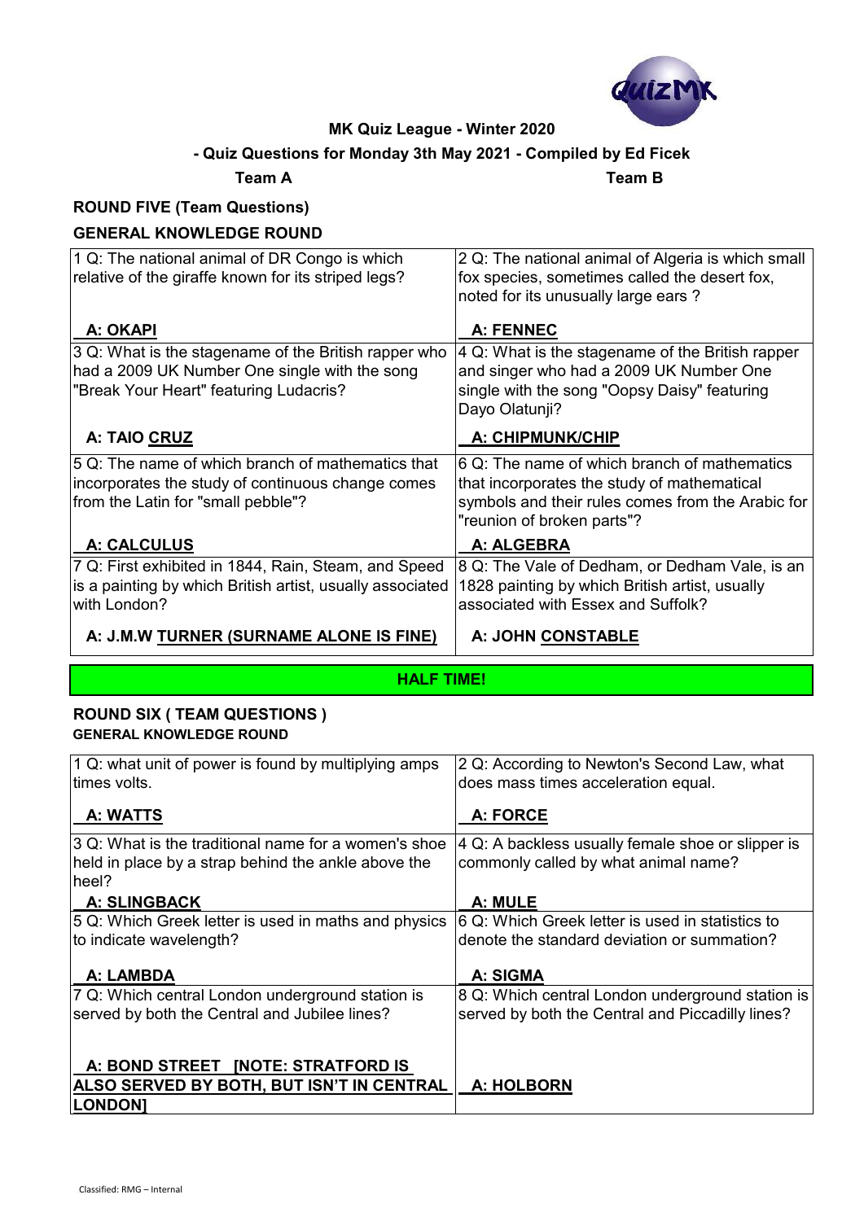**MK Quiz League - Winter 2020**

**- Quiz Questions for Monday 3th May 2021 - Compiled by Ed Ficek**

**Team A** **Team B**

## ROUND FIVE (Team Questions)

### GENERAL KNOWLEDGE ROUND

| Team A | Team B |
|---|---|
| 1 Q: The national animal of DR Congo is which relative of the giraffe known for its striped legs?<br><br>**A: OKAPI** | 2 Q: The national animal of Algeria is which small fox species, sometimes called the desert fox, noted for its unusually large ears ?<br><br>**A: FENNEC** |
| 3 Q: What is the stagename of the British rapper who had a 2009 UK Number One single with the song "Break Your Heart" featuring Ludacris?<br><br>**A: TAIO CRUZ** | 4 Q: What is the stagename of the British rapper and singer who had a 2009 UK Number One single with the song "Oopsy Daisy" featuring Dayo Olatunji?<br><br>**A: CHIPMUNK/CHIP** |
| 5 Q: The name of which branch of mathematics that incorporates the study of continuous change comes from the Latin for "small pebble"?<br><br>**A: CALCULUS** | 6 Q: The name of which branch of mathematics that incorporates the study of mathematical symbols and their rules comes from the Arabic for "reunion of broken parts"?<br><br>**A: ALGEBRA** |
| 7 Q: First exhibited in 1844, Rain, Steam, and Speed is a painting by which British artist, usually associated with London?<br><br>**A: J.M.W TURNER (SURNAME ALONE IS FINE)** | 8 Q: The Vale of Dedham, or Dedham Vale, is an 1828 painting by which British artist, usually associated with Essex and Suffolk?<br><br>**A: JOHN CONSTABLE** |

**HALF TIME!**

## ROUND SIX ( TEAM QUESTIONS )

### GENERAL KNOWLEDGE ROUND

| Team A | Team B |
|---|---|
| 1 Q: what unit of power is found by multiplying amps times volts.<br><br>**A: WATTS** | 2 Q: According to Newton's Second Law, what does mass times acceleration equal.<br><br>**A: FORCE** |
| 3 Q: What is the traditional name for a women's shoe held in place by a strap behind the ankle above the heel?<br><br>**A: SLINGBACK** | 4 Q: A backless usually female shoe or slipper is commonly called by what animal name?<br><br>**A: MULE** |
| 5 Q: Which Greek letter is used in maths and physics to indicate wavelength?<br><br>**A: LAMBDA** | 6 Q: Which Greek letter is used in statistics to denote the standard deviation or summation?<br><br>**A: SIGMA** |
| 7 Q: Which central London underground station is served by both the Central and Jubilee lines?<br><br>**A: BOND STREET [NOTE: STRATFORD IS ALSO SERVED BY BOTH, BUT ISN'T IN CENTRAL LONDON]** | 8 Q: Which central London underground station is served by both the Central and Piccadilly lines?<br><br>**A: HOLBORN** |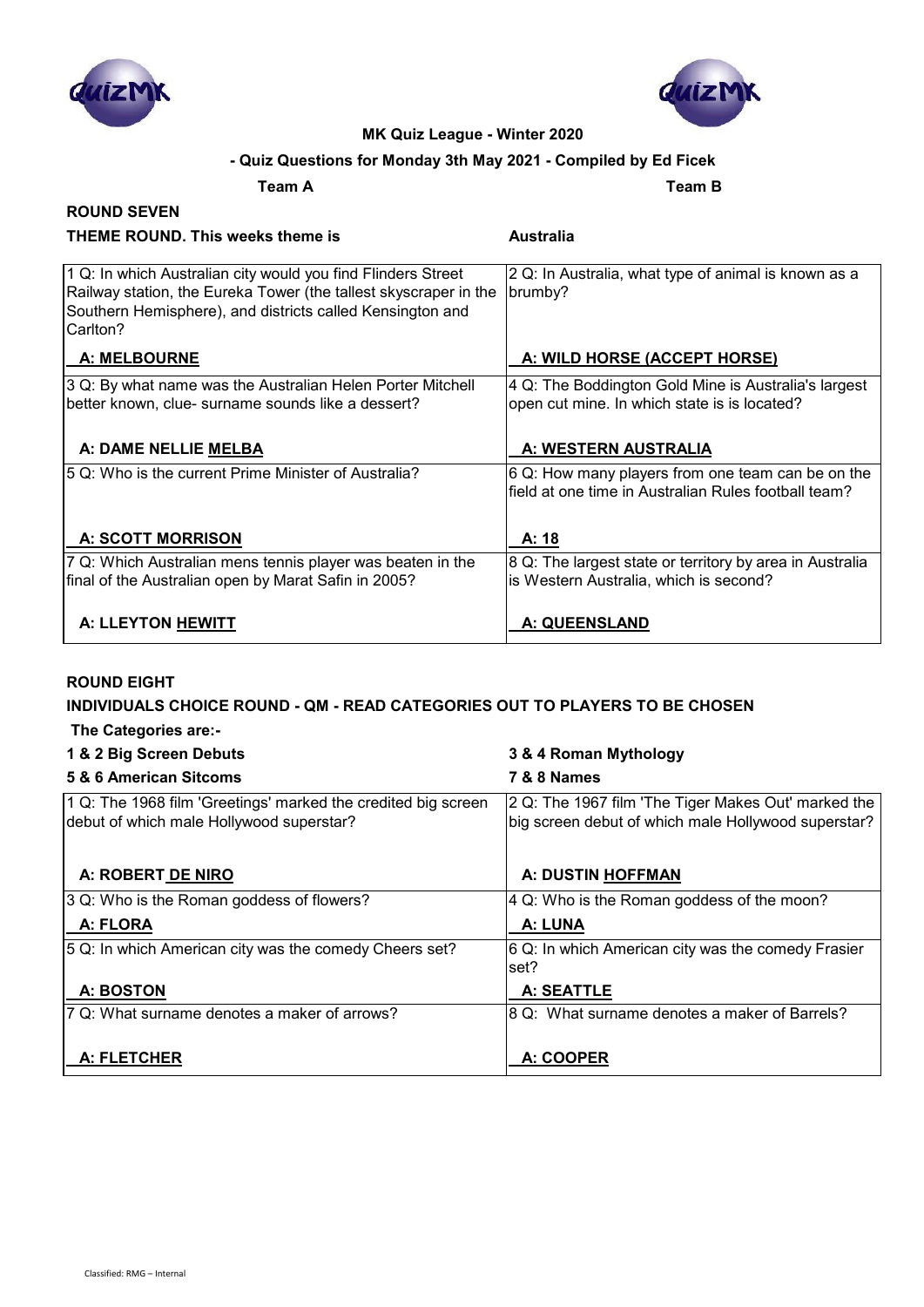**MK Quiz League - Winter 2020**

**- Quiz Questions for Monday 3th May 2021 - Compiled by Ed Ficek**

**Team A** **Team B**

## ROUND SEVEN

**THEME ROUND. This weeks theme is** **Australia**

| Team A | Team B |
|---|---|
| 1 Q: In which Australian city would you find Flinders Street Railway station, the Eureka Tower (the tallest skyscraper in the Southern Hemisphere), and districts called Kensington and Carlton? | 2 Q: In Australia, what type of animal is known as a brumby? |
| **A: MELBOURNE** | **A: WILD HORSE (ACCEPT HORSE)** |
| 3 Q: By what name was the Australian Helen Porter Mitchell better known, clue- surname sounds like a dessert? | 4 Q: The Boddington Gold Mine is Australia's largest open cut mine. In which state is is located? |
| **A: DAME NELLIE MELBA** | **A: WESTERN AUSTRALIA** |
| 5 Q: Who is the current Prime Minister of Australia? | 6 Q: How many players from one team can be on the field at one time in Australian Rules football team? |
| **A: SCOTT MORRISON** | **A: 18** |
| 7 Q: Which Australian mens tennis player was beaten in the final of the Australian open by Marat Safin in 2005? | 8 Q: The largest state or territory by area in Australia is Western Australia, which is second? |
| **A: LLEYTON HEWITT** | **A: QUEENSLAND** |

## ROUND EIGHT

**INDIVIDUALS CHOICE ROUND - QM - READ CATEGORIES OUT TO PLAYERS TO BE CHOSEN**

**The Categories are:-**

**1 & 2 Big Screen Debuts** **3 & 4 Roman Mythology**

**5 & 6 American Sitcoms** **7 & 8 Names**

| Team A | Team B |
|---|---|
| 1 Q: The 1968 film 'Greetings' marked the credited big screen debut of which male Hollywood superstar? | 2 Q: The 1967 film 'The Tiger Makes Out' marked the big screen debut of which male Hollywood superstar? |
| **A: ROBERT DE NIRO** | **A: DUSTIN HOFFMAN** |
| 3 Q: Who is the Roman goddess of flowers? | 4 Q: Who is the Roman goddess of the moon? |
| **A: FLORA** | **A: LUNA** |
| 5 Q: In which American city was the comedy Cheers set? | 6 Q: In which American city was the comedy Frasier set? |
| **A: BOSTON** | **A: SEATTLE** |
| 7 Q: What surname denotes a maker of arrows? | 8 Q: What surname denotes a maker of Barrels? |
| **A: FLETCHER** | **A: COOPER** |

Classified: RMG – Internal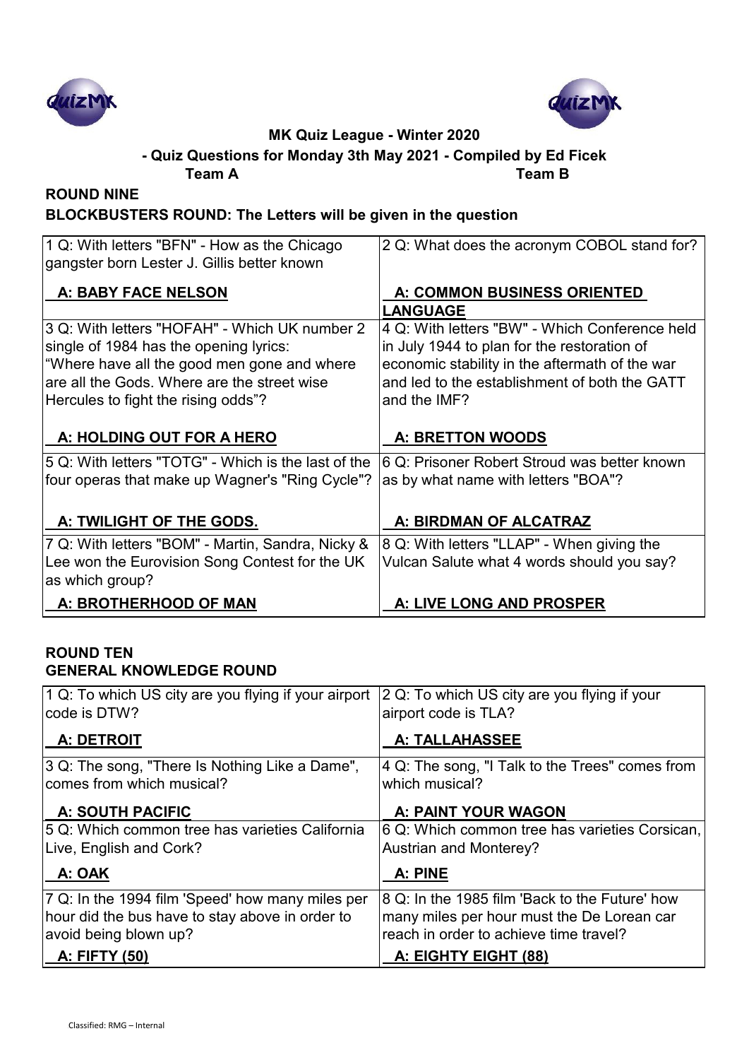**MK Quiz League - Winter 2020**

**- Quiz Questions for Monday 3th May 2021 - Compiled by Ed Ficek**

**Team A** **Team B**

## ROUND NINE

### BLOCKBUSTERS ROUND: The Letters will be given in the question

| Team A | Team B |
|---|---|
| 1 Q: With letters "BFN" - How as the Chicago gangster born Lester J. Gillis better known<br><br>**A: BABY FACE NELSON** | 2 Q: What does the acronym COBOL stand for?<br><br>**A: COMMON BUSINESS ORIENTED LANGUAGE** |
| 3 Q: With letters "HOFAH" - Which UK number 2 single of 1984 has the opening lyrics: "Where have all the good men gone and where are all the Gods. Where are the street wise Hercules to fight the rising odds"?<br><br>**A: HOLDING OUT FOR A HERO** | 4 Q: With letters "BW" - Which Conference held in July 1944 to plan for the restoration of economic stability in the aftermath of the war and led to the establishment of both the GATT and the IMF?<br><br>**A: BRETTON WOODS** |
| 5 Q: With letters "TOTG" - Which is the last of the four operas that make up Wagner's "Ring Cycle"?<br><br>**A: TWILIGHT OF THE GODS.** | 6 Q: Prisoner Robert Stroud was better known as by what name with letters "BOA"?<br><br>**A: BIRDMAN OF ALCATRAZ** |
| 7 Q: With letters "BOM" - Martin, Sandra, Nicky & Lee won the Eurovision Song Contest for the UK as which group?<br><br>**A: BROTHERHOOD OF MAN** | 8 Q: With letters "LLAP" - When giving the Vulcan Salute what 4 words should you say?<br><br>**A: LIVE LONG AND PROSPER** |

## ROUND TEN

### GENERAL KNOWLEDGE ROUND

| Team A | Team B |
|---|---|
| 1 Q: To which US city are you flying if your airport code is DTW?<br><br>**A: DETROIT** | 2 Q: To which US city are you flying if your airport code is TLA?<br><br>**A: TALLAHASSEE** |
| 3 Q: The song, "There Is Nothing Like a Dame", comes from which musical?<br><br>**A: SOUTH PACIFIC** | 4 Q: The song, "I Talk to the Trees" comes from which musical?<br><br>**A: PAINT YOUR WAGON** |
| 5 Q: Which common tree has varieties California Live, English and Cork?<br><br>**A: OAK** | 6 Q: Which common tree has varieties Corsican, Austrian and Monterey?<br><br>**A: PINE** |
| 7 Q: In the 1994 film 'Speed' how many miles per hour did the bus have to stay above in order to avoid being blown up?<br><br>**A: FIFTY (50)** | 8 Q: In the 1985 film 'Back to the Future' how many miles per hour must the De Lorean car reach in order to achieve time travel?<br><br>**A: EIGHTY EIGHT (88)** |

Classified: RMG – Internal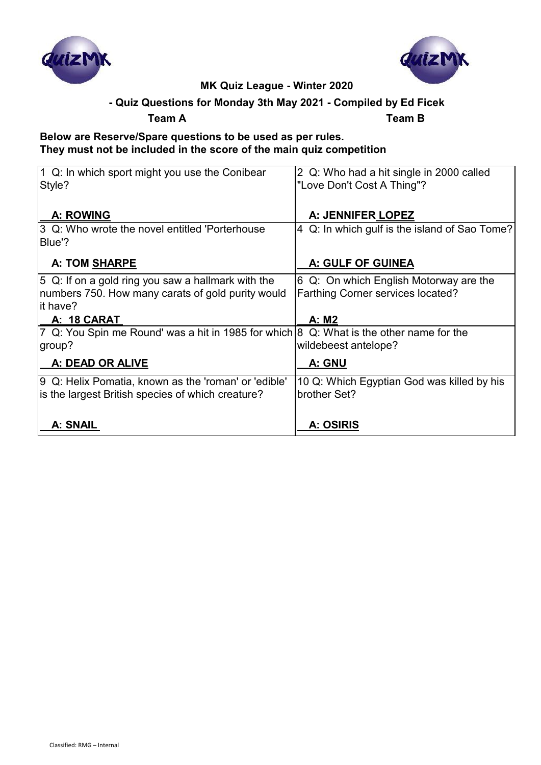**MK Quiz League - Winter 2020**

**- Quiz Questions for Monday 3th May 2021 - Compiled by Ed Ficek**

**Team A** **Team B**

**Below are Reserve/Spare questions to be used as per rules.**
**They must not be included in the score of the main quiz competition**

| | |
|---|---|
| 1 Q: In which sport might you use the Conibear Style?<br><br>**A: ROWING** | 2 Q: Who had a hit single in 2000 called "Love Don't Cost A Thing"?<br><br>**A: JENNIFER LOPEZ** |
| 3 Q: Who wrote the novel entitled 'Porterhouse Blue'?<br><br>**A: TOM SHARPE** | 4 Q: In which gulf is the island of Sao Tome?<br><br>**A: GULF OF GUINEA** |
| 5 Q: If on a gold ring you saw a hallmark with the numbers 750. How many carats of gold purity would it have?<br>**A: 18 CARAT** | 6 Q: On which English Motorway are the Farthing Corner services located?<br><br>**A: M2** |
| 7 Q: You Spin me Round' was a hit in 1985 for which group?<br><br>**A: DEAD OR ALIVE** | 8 Q: What is the other name for the wildebeest antelope?<br><br>**A: GNU** |
| 9 Q: Helix Pomatia, known as the 'roman' or 'edible' is the largest British species of which creature?<br><br>**A: SNAIL** | 10 Q: Which Egyptian God was killed by his brother Set?<br><br>**A: OSIRIS** |

Classified: RMG – Internal